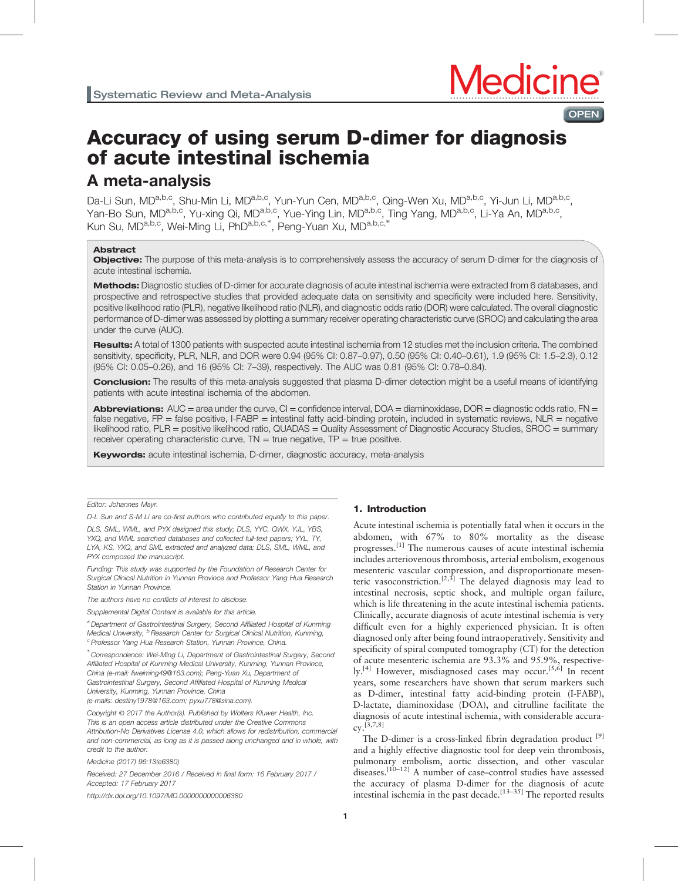Systematic Review and Meta-Analysis

# Accuracy of using serum D-dimer for diagnosis of acute intestinal ischemia

## A meta-analysis

Da-Li Sun, MD[a,b,c], Shu-Min Li, MD[a,b,c], Yun-Yun Cen, MD[a,b,c], Qing-Wen Xu, MD[a,b,c], Yi-Jun Li, MD[a,b,c], Yan-Bo Sun, MD[a,b,c], Yu-xing Qi, MD[a,b,c], Yue-Ying Lin, MD[a,b,c], Ting Yang, MD[a,b,c], Li-Ya An, MD[a,b,c], Kun Su, MD[a,b,c], Wei-Ming Li, PhD[a,b,c,*], Peng-Yuan Xu, MD[a,b,c,*]

### Abstract

**Objective:** The purpose of this meta-analysis is to comprehensively assess the accuracy of serum D-dimer for the diagnosis of acute intestinal ischemia.

**Methods:** Diagnostic studies of D-dimer for accurate diagnosis of acute intestinal ischemia were extracted from 6 databases, and prospective and retrospective studies that provided adequate data on sensitivity and specificity were included here. Sensitivity, positive likelihood ratio (PLR), negative likelihood ratio (NLR), and diagnostic odds ratio (DOR) were calculated. The overall diagnostic performance of D-dimer was assessed by plotting a summary receiver operating characteristic curve (SROC) and calculating the area under the curve (AUC).

**Results:** A total of 1300 patients with suspected acute intestinal ischemia from 12 studies met the inclusion criteria. The combined sensitivity, specificity, PLR, NLR, and DOR were 0.94 (95% CI: 0.87–0.97), 0.50 (95% CI: 0.40–0.61), 1.9 (95% CI: 1.5–2.3), 0.12 (95% CI: 0.05–0.26), and 16 (95% CI: 7–39), respectively. The AUC was 0.81 (95% CI: 0.78–0.84).

**Conclusion:** The results of this meta-analysis suggested that plasma D-dimer detection might be a useful means of identifying patients with acute intestinal ischemia of the abdomen.

**Abbreviations:** AUC = area under the curve, CI = confidence interval, DOA = diaminoxidase, DOR = diagnostic odds ratio, FN = false negative, FP = false positive, I-FABP = intestinal fatty acid-binding protein, included in systematic reviews, NLR = negative likelihood ratio, PLR = positive likelihood ratio, QUADAS = Quality Assessment of Diagnostic Accuracy Studies, SROC = summary receiver operating characteristic curve, TN = true negative, TP = true positive.

**Keywords:** acute intestinal ischemia, D-dimer, diagnostic accuracy, meta-analysis

*Editor: Johannes Mayr.*

*D-L Sun and S-M Li are co-first authors who contributed equally to this paper.*

*DLS, SML, WML, and PYX designed this study; DLS, YYC, QWX, YJL, YBS, YXQ, and WML searched databases and collected full-text papers; YYL, TY, LYA, KS, YXQ, and SML extracted and analyzed data; DLS, SML, WML, and PYX composed the manuscript.*

*Funding: This study was supported by the Foundation of Research Center for Surgical Clinical Nutrition in Yunnan Province and Professor Yang Hua Research Station in Yunnan Province.*

*The authors have no conflicts of interest to disclose.*

*Supplemental Digital Content is available for this article.*

[a] *Department of Gastrointestinal Surgery, Second Affiliated Hospital of Kunming Medical University,* [b] *Research Center for Surgical Clinical Nutrition, Kunming,* [c] *Professor Yang Hua Research Station, Yunnan Province, China.*

[*] *Correspondence: Wei-Ming Li, Department of Gastrointestinal Surgery, Second Affiliated Hospital of Kunming Medical University, Kunming, Yunnan Province, China (e-mail: liweiming49@163.com); Peng-Yuan Xu, Department of Gastrointestinal Surgery, Second Affiliated Hospital of Kunming Medical University, Kunming, Yunnan Province, China (e-mails: destiny1978@163.com; pyxu778@sina.com).*

*Copyright © 2017 the Author(s). Published by Wolters Kluwer Health, Inc. This is an open access article distributed under the Creative Commons Attribution-No Derivatives License 4.0, which allows for redistribution, commercial and non-commercial, as long as it is passed along unchanged and in whole, with credit to the author.*

*Medicine (2017) 96:13(e6380)*

*Received: 27 December 2016 / Received in final form: 16 February 2017 / Accepted: 17 February 2017*

*http://dx.doi.org/10.1097/MD.0000000000006380*

## 1. Introduction

Acute intestinal ischemia is potentially fatal when it occurs in the abdomen, with 67% to 80% mortality as the disease progresses.[1] The numerous causes of acute intestinal ischemia includes arteriovenous thrombosis, arterial embolism, exogenous mesenteric vascular compression, and disproportionate mesenteric vasoconstriction.[2,3] The delayed diagnosis may lead to intestinal necrosis, septic shock, and multiple organ failure, which is life threatening in the acute intestinal ischemia patients. Clinically, accurate diagnosis of acute intestinal ischemia is very difficult even for a highly experienced physician. It is often diagnosed only after being found intraoperatively. Sensitivity and specificity of spiral computed tomography (CT) for the detection of acute mesenteric ischemia are 93.3% and 95.9%, respectively.[4] However, misdiagnosed cases may occur.[5,6] In recent years, some researchers have shown that serum markers such as D-dimer, intestinal fatty acid-binding protein (I-FABP), D-lactate, diaminoxidase (DOA), and citrulline facilitate the diagnosis of acute intestinal ischemia, with considerable accuracy.[3,7,8]

The D-dimer is a cross-linked fibrin degradation product [9] and a highly effective diagnostic tool for deep vein thrombosis, pulmonary embolism, aortic dissection, and other vascular diseases.[10–12] A number of case–control studies have assessed the accuracy of plasma D-dimer for the diagnosis of acute intestinal ischemia in the past decade.[13–35] The reported results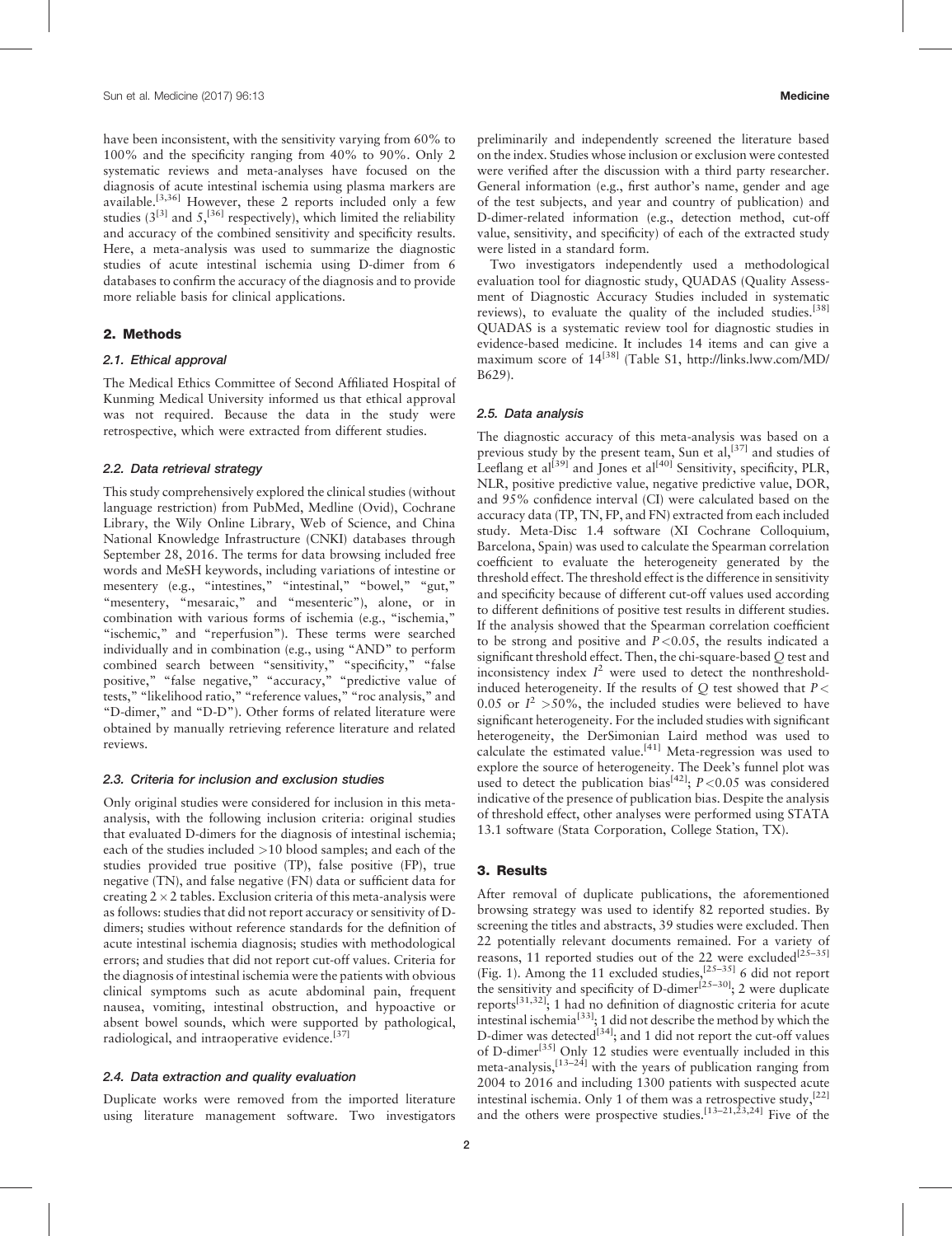have been inconsistent, with the sensitivity varying from 60% to 100% and the specificity ranging from 40% to 90%. Only 2 systematic reviews and meta-analyses have focused on the diagnosis of acute intestinal ischemia using plasma markers are available.[3,36] However, these 2 reports included only a few studies (3[3] and 5,[36] respectively), which limited the reliability and accuracy of the combined sensitivity and specificity results. Here, a meta-analysis was used to summarize the diagnostic studies of acute intestinal ischemia using D-dimer from 6 databases to confirm the accuracy of the diagnosis and to provide more reliable basis for clinical applications.

## 2. Methods

### 2.1. Ethical approval

The Medical Ethics Committee of Second Affiliated Hospital of Kunming Medical University informed us that ethical approval was not required. Because the data in the study were retrospective, which were extracted from different studies.

### 2.2. Data retrieval strategy

This study comprehensively explored the clinical studies (without language restriction) from PubMed, Medline (Ovid), Cochrane Library, the Wily Online Library, Web of Science, and China National Knowledge Infrastructure (CNKI) databases through September 28, 2016. The terms for data browsing included free words and MeSH keywords, including variations of intestine or mesentery (e.g., "intestines," "intestinal," "bowel," "gut," "mesentery, "mesaraic," and "mesenteric"), alone, or in combination with various forms of ischemia (e.g., "ischemia," "ischemic," and "reperfusion"). These terms were searched individually and in combination (e.g., using "AND" to perform combined search between "sensitivity," "specificity," "false positive," "false negative," "accuracy," "predictive value of tests," "likelihood ratio," "reference values," "roc analysis," and "D-dimer," and "D-D"). Other forms of related literature were obtained by manually retrieving reference literature and related reviews.

### 2.3. Criteria for inclusion and exclusion studies

Only original studies were considered for inclusion in this meta-analysis, with the following inclusion criteria: original studies that evaluated D-dimers for the diagnosis of intestinal ischemia; each of the studies included >10 blood samples; and each of the studies provided true positive (TP), false positive (FP), true negative (TN), and false negative (FN) data or sufficient data for creating $2 \times 2$ tables. Exclusion criteria of this meta-analysis were as follows: studies that did not report accuracy or sensitivity of D-dimers; studies without reference standards for the definition of acute intestinal ischemia diagnosis; studies with methodological errors; and studies that did not report cut-off values. Criteria for the diagnosis of intestinal ischemia were the patients with obvious clinical symptoms such as acute abdominal pain, frequent nausea, vomiting, intestinal obstruction, and hypoactive or absent bowel sounds, which were supported by pathological, radiological, and intraoperative evidence.[37]

### 2.4. Data extraction and quality evaluation

Duplicate works were removed from the imported literature using literature management software. Two investigators preliminarily and independently screened the literature based on the index. Studies whose inclusion or exclusion were contested were verified after the discussion with a third party researcher. General information (e.g., first author's name, gender and age of the test subjects, and year and country of publication) and D-dimer-related information (e.g., detection method, cut-off value, sensitivity, and specificity) of each of the extracted study were listed in a standard form.

Two investigators independently used a methodological evaluation tool for diagnostic study, QUADAS (Quality Assessment of Diagnostic Accuracy Studies included in systematic reviews), to evaluate the quality of the included studies.[38] QUADAS is a systematic review tool for diagnostic studies in evidence-based medicine. It includes 14 items and can give a maximum score of 14[38] (Table S1, http://links.lww.com/MD/B629).

### 2.5. Data analysis

The diagnostic accuracy of this meta-analysis was based on a previous study by the present team, Sun et al,[37] and studies of Leeflang et al[39] and Jones et al[40] Sensitivity, specificity, PLR, NLR, positive predictive value, negative predictive value, DOR, and 95% confidence interval (CI) were calculated based on the accuracy data (TP, TN, FP, and FN) extracted from each included study. Meta-Disc 1.4 software (XI Cochrane Colloquium, Barcelona, Spain) was used to calculate the Spearman correlation coefficient to evaluate the heterogeneity generated by the threshold effect. The threshold effect is the difference in sensitivity and specificity because of different cut-off values used according to different definitions of positive test results in different studies. If the analysis showed that the Spearman correlation coefficient to be strong and positive and $P<0.05$, the results indicated a significant threshold effect. Then, the chi-square-based $Q$ test and inconsistency index $I^2$ were used to detect the nonthreshold-induced heterogeneity. If the results of $Q$ test showed that $P<0.05$ or $I^2>50\%$, the included studies were believed to have significant heterogeneity. For the included studies with significant heterogeneity, the DerSimonian Laird method was used to calculate the estimated value.[41] Meta-regression was used to explore the source of heterogeneity. The Deek's funnel plot was used to detect the publication bias[42]; $P<0.05$ was considered indicative of the presence of publication bias. Despite the analysis of threshold effect, other analyses were performed using STATA 13.1 software (Stata Corporation, College Station, TX).

## 3. Results

After removal of duplicate publications, the aforementioned browsing strategy was used to identify 82 reported studies. By screening the titles and abstracts, 39 studies were excluded. Then 22 potentially relevant documents remained. For a variety of reasons, 11 reported studies out of the 22 were excluded[25–35] (Fig. 1). Among the 11 excluded studies,[25–35] 6 did not report the sensitivity and specificity of D-dimer[25–30]; 2 were duplicate reports[31,32]; 1 had no definition of diagnostic criteria for acute intestinal ischemia[33]; 1 did not describe the method by which the D-dimer was detected[34]; and 1 did not report the cut-off values of D-dimer[35] Only 12 studies were eventually included in this meta-analysis,[13–24] with the years of publication ranging from 2004 to 2016 and including 1300 patients with suspected acute intestinal ischemia. Only 1 of them was a retrospective study,[22] and the others were prospective studies.[13–21,23,24] Five of the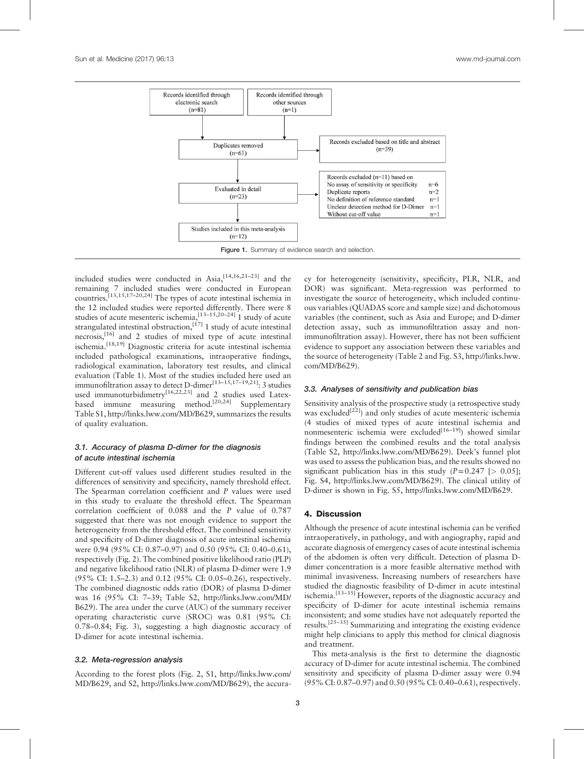Records identified through electronic search (n=81)

Records identified through other sources (n=1)

Duplicates removed (n=61)

Records excluded based on title and abstract (n=39)

Evaluated in detail (n=23)

Records excluded (n=11) based on

| Reason | n |
| --- | --- |
| No assay of sensitivity or specificity | n=6 |
| Duplicate reports | n=2 |
| No definition of reference standard | n=1 |
| Unclear detection method for D-Dimer | n=1 |
| Without cut-off value | n=1 |

Studies included in this meta-analysis (n=12)

**Figure 1.** Summary of evidence search and selection.

included studies were conducted in Asia,[14,16,21–23] and the remaining 7 included studies were conducted in European countries.[13,15,17–20,24] The types of acute intestinal ischemia in the 12 included studies were reported differently. There were 8 studies of acute mesenteric ischemia,[13–15,20–24] 1 study of acute strangulated intestinal obstruction,[17] 1 study of acute intestinal necrosis,[16] and 2 studies of mixed type of acute intestinal ischemia.[18,19] Diagnostic criteria for acute intestinal ischemia included pathological examinations, intraoperative findings, radiological examination, laboratory test results, and clinical evaluation (Table 1). Most of the studies included here used an immunofiltration assay to detect D-dimer[13–15,17–19,21]; 3 studies used immunoturbidimetry[16,22,23] and 2 studies used Latex-based immune measuring method.[20,24] Supplementary Table S1, http://links.lww.com/MD/B629, summarizes the results of quality evaluation.

### 3.1. Accuracy of plasma D-dimer for the diagnosis of acute intestinal ischemia

Different cut-off values used different studies resulted in the differences of sensitivity and specificity, namely threshold effect. The Spearman correlation coefficient and *P* values were used in this study to evaluate the threshold effect. The Spearman correlation coefficient of 0.088 and the *P* value of 0.787 suggested that there was not enough evidence to support the heterogeneity from the threshold effect. The combined sensitivity and specificity of D-dimer diagnosis of acute intestinal ischemia were 0.94 (95% CI: 0.87–0.97) and 0.50 (95% CI: 0.40–0.61), respectively (Fig. 2). The combined positive likelihood ratio (PLP) and negative likelihood ratio (NLR) of plasma D-dimer were 1.9 (95% CI: 1.5–2.3) and 0.12 (95% CI: 0.05–0.26), respectively. The combined diagnostic odds ratio (DOR) of plasma D-dimer was 16 (95% CI: 7–39; Table S2, http://links.lww.com/MD/B629). The area under the curve (AUC) of the summary receiver operating characteristic curve (SROC) was 0.81 (95% CI: 0.78–0.84; Fig. 3), suggesting a high diagnostic accuracy of D-dimer for acute intestinal ischemia.

### 3.2. Meta-regression analysis

According to the forest plots (Fig. 2, S1, http://links.lww.com/MD/B629, and S2, http://links.lww.com/MD/B629), the accuracy for heterogeneity (sensitivity, specificity, PLR, NLR, and DOR) was significant. Meta-regression was performed to investigate the source of heterogeneity, which included continuous variables (QUADAS score and sample size) and dichotomous variables (the continent, such as Asia and Europe; and D-dimer detection assay, such as immunofiltration assay and nonimmunofiltration assay). However, there has not been sufficient evidence to support any association between these variables and the source of heterogeneity (Table 2 and Fig. S3, http://links.lww.com/MD/B629).

### 3.3. Analyses of sensitivity and publication bias

Sensitivity analysis of the prospective study (a retrospective study was excluded[22]) and only studies of acute mesenteric ischemia (4 studies of mixed types of acute intestinal ischemia and nonmesenteric ischemia were excluded[16–19]) showed similar findings between the combined results and the total analysis (Table S2, http://links.lww.com/MD/B629). Deek's funnel plot was used to assess the publication bias, and the results showed no significant publication bias in this study ($P=0.247$ [$> 0.05$]; Fig. S4, http://links.lww.com/MD/B629). The clinical utility of D-dimer is shown in Fig. S5, http://links.lww.com/MD/B629.

## 4. Discussion

Although the presence of acute intestinal ischemia can be verified intraoperatively, in pathology, and with angiography, rapid and accurate diagnosis of emergency cases of acute intestinal ischemia of the abdomen is often very difficult. Detection of plasma D-dimer concentration is a more feasible alternative method with minimal invasiveness. Increasing numbers of researchers have studied the diagnostic feasibility of D-dimer in acute intestinal ischemia.[13–35] However, reports of the diagnostic accuracy and specificity of D-dimer for acute intestinal ischemia remains inconsistent; and some studies have not adequately reported the results.[25–35] Summarizing and integrating the existing evidence might help clinicians to apply this method for clinical diagnosis and treatment.

This meta-analysis is the first to determine the diagnostic accuracy of D-dimer for acute intestinal ischemia. The combined sensitivity and specificity of plasma D-dimer assay were 0.94 (95% CI: 0.87–0.97) and 0.50 (95% CI: 0.40–0.61), respectively.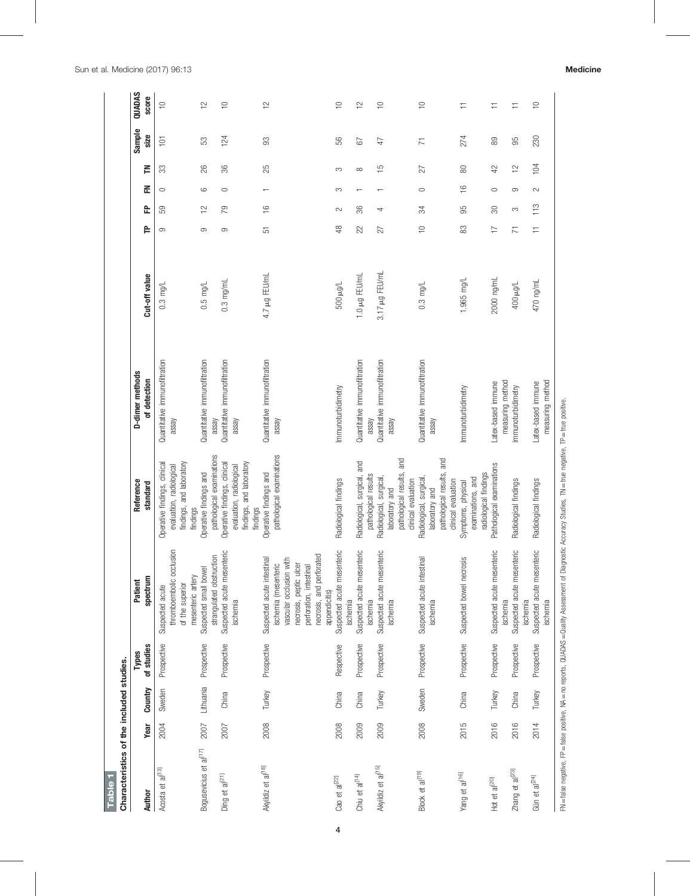**Table 1**

**Characteristics of the included studies.**

| Author | Year | Country | Types of studies | Patient spectrum | Reference standard | D-dimer methods of detection | Cut-off value | TP | FP | FN | TN | Sample size | QUADAS score |
|---|---|---|---|---|---|---|---|---|---|---|---|---|---|
| Acosta et al[13] | 2004 | Sweden | Prospective | Suspected acute thromboembolic occlusion of the superior mesenteric artery | Operative findings, clinical evaluation, radiological findings, and laboratory findings | Quantitative immunofiltration assay | 0.3 mg/L | 9 | 59 | 0 | 33 | 101 | 10 |
| Bogusevicius et al[17] | 2007 | Lithuania | Prospective | Suspected small bowel strangulated obstruction | Operative findings and pathological examinations | Quantitative immunofiltration assay | 0.5 mg/L | 9 | 12 | 6 | 26 | 53 | 12 |
| Ding et al[21] | 2007 | China | Prospective | Suspected acute mesenteric ischemia | Operative findings, clinical evaluation, radiological findings, and laboratory findings | Quantitative immunofiltration assay | 0.3 mg/mL | 9 | 79 | 0 | 36 | 124 | 10 |
| Akyildiz et al[18] | 2008 | Turkey | Prospective | Suspected acute intestinal ischemia (mesenteric vascular occlusion with necrosis, peptic ulcer perforation, intestinal necrosis, and perforated appendicitis) | Operative findings and pathological examinations | Quantitative immunofiltration assay | 4.7 μg FEU/mL | 51 | 16 | 1 | 25 | 93 | 12 |
| Cao et al[22] | 2008 | China | Respective | Suspected acute mesenteric ischemia | Radiological findings | Immunoturbidimetry | 500 μg/L | 48 | 2 | 3 | 3 | 56 | 10 |
| Chiu et al[14] | 2009 | China | Prospective | Suspected acute mesenteric ischemia | Radiological, surgical, and pathological results | Quantitative immunofiltration assay | 1.0 μg FEU/mL | 22 | 36 | 1 | 8 | 67 | 12 |
| Akyildiz et al[15] | 2009 | Turkey | Prospective | Suspected acute mesenteric ischemia | Radiological, surgical, laboratory and pathological results, and clinical evaluation | Quantitative immunofiltration assay | 3.17 μg FEU/mL | 27 | 4 | 1 | 15 | 47 | 10 |
| Block et al[19] | 2008 | Sweden | Prospective | Suspected acute intestinal ischemia | Radiological, surgical, laboratory and pathological results, and clinical evaluation | Quantitative immunofiltration assay | 0.3 mg/L | 10 | 34 | 0 | 27 | 71 | 10 |
| Yang et al[16] | 2015 | China | Prospective | Suspected bowel necrosis | Symptoms, physical examinations, and radiological findings | Immunoturbidimetry | 1.965 mg/L | 83 | 95 | 16 | 80 | 274 | 11 |
| Hot et al[20] | 2016 | Turkey | Prospective | Suspected acute mesenteric ischemia | Pathological examinations | Latex-based immune measuring method | 2000 ng/mL | 17 | 30 | 0 | 42 | 89 | 11 |
| Zhang et al[23] | 2016 | China | Prospective | Suspected acute mesenteric ischemia | Radiological findings | immunoturbidimetry | 400 μg/L | 71 | 3 | 9 | 12 | 95 | 11 |
| Gün et al[24] | 2014 | Turkey | Prospective | Suspected acute mesenteric ischemia | Radiological findings | Latex-based immune measuring method | 470 ng/mL | 11 | 113 | 2 | 104 | 230 | 10 |

FN = false negative, FP = false positive, NA = no reports, QUADAS = Quality Assessment of Diagnostic Accuracy Studies, TN = true negative, TP = true positive.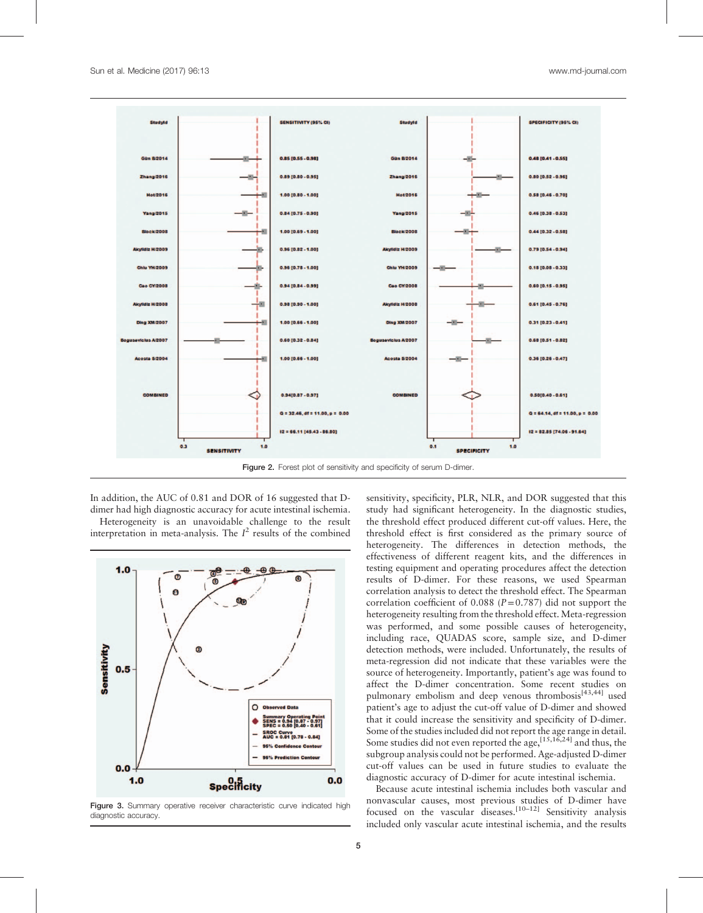Figure 2. Forest plot of sensitivity and specificity of serum D-dimer.

In addition, the AUC of 0.81 and DOR of 16 suggested that D-dimer had high diagnostic accuracy for acute intestinal ischemia.

Heterogeneity is an unavoidable challenge to the result interpretation in meta-analysis. The $I^2$ results of the combined sensitivity, specificity, PLR, NLR, and DOR suggested that this study had significant heterogeneity. In the diagnostic studies, the threshold effect produced different cut-off values. Here, the threshold effect is first considered as the primary source of heterogeneity. The differences in detection methods, the effectiveness of different reagent kits, and the differences in testing equipment and operating procedures affect the detection results of D-dimer. For these reasons, we used Spearman correlation analysis to detect the threshold effect. The Spearman correlation coefficient of 0.088 ($P=0.787$) did not support the heterogeneity resulting from the threshold effect. Meta-regression was performed, and some possible causes of heterogeneity, including race, QUADAS score, sample size, and D-dimer detection methods, were included. Unfortunately, the results of meta-regression did not indicate that these variables were the source of heterogeneity. Importantly, patient's age was found to affect the D-dimer concentration. Some recent studies on pulmonary embolism and deep venous thrombosis[43,44] used patient's age to adjust the cut-off value of D-dimer and showed that it could increase the sensitivity and specificity of D-dimer. Some of the studies included did not report the age range in detail. Some studies did not even reported the age,[15,16,24] and thus, the subgroup analysis could not be performed. Age-adjusted D-dimer cut-off values can be used in future studies to evaluate the diagnostic accuracy of D-dimer for acute intestinal ischemia.

Figure 3. Summary operative receiver characteristic curve indicated high diagnostic accuracy.

Because acute intestinal ischemia includes both vascular and nonvascular causes, most previous studies of D-dimer have focused on the vascular diseases.[10–12] Sensitivity analysis included only vascular acute intestinal ischemia, and the results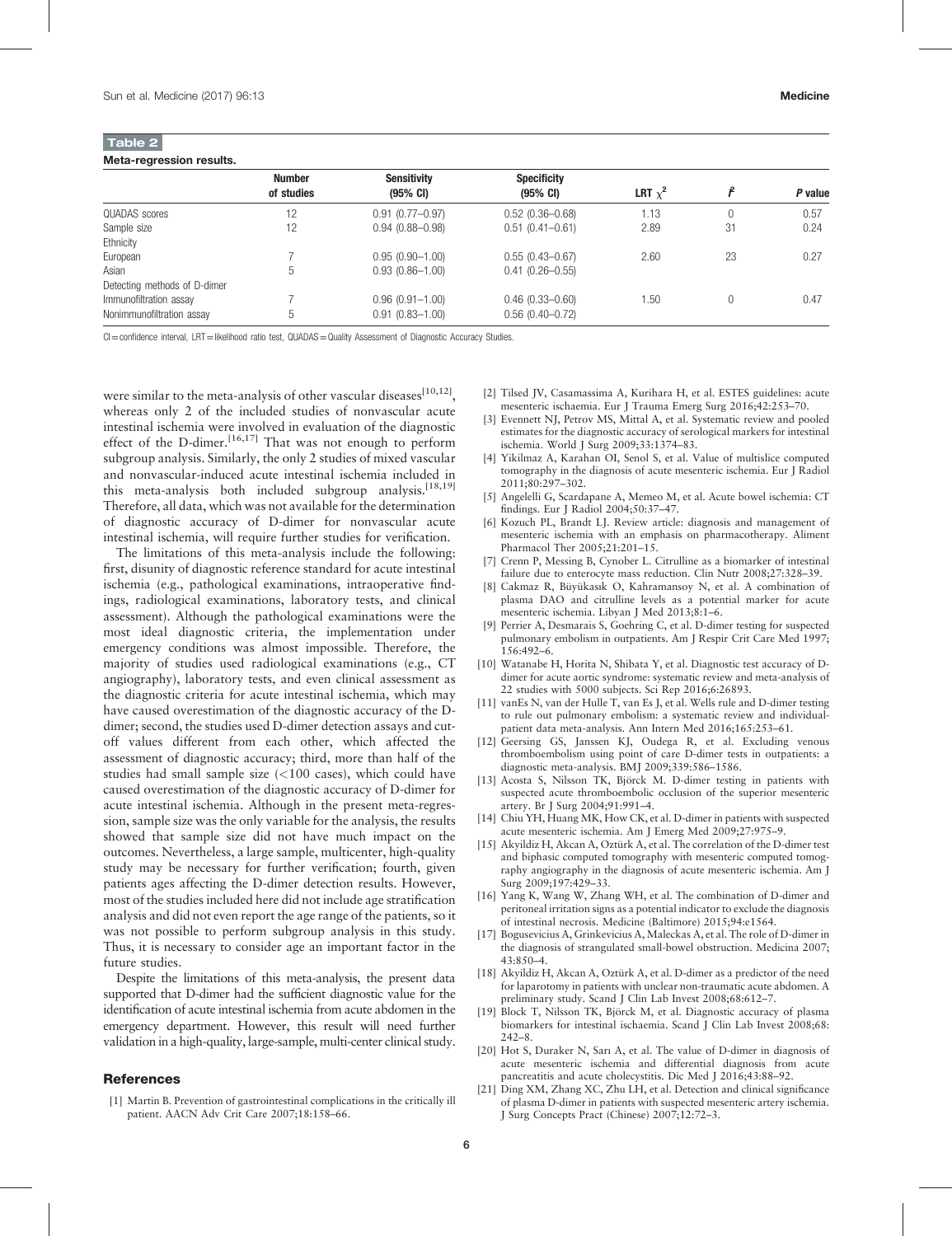**Table 2**

**Meta-regression results.**

| | Number of studies | Sensitivity (95% CI) | Specificity (95% CI) | LRT $\chi^2$ | $I^2$ | *P* value |
|---|---|---|---|---|---|---|
| QUADAS scores | 12 | 0.91 (0.77–0.97) | 0.52 (0.36–0.68) | 1.13 | 0 | 0.57 |
| Sample size | 12 | 0.94 (0.88–0.98) | 0.51 (0.41–0.61) | 2.89 | 31 | 0.24 |
| Ethnicity | | | | | | |
| European | 7 | 0.95 (0.90–1.00) | 0.55 (0.43–0.67) | 2.60 | 23 | 0.27 |
| Asian | 5 | 0.93 (0.86–1.00) | 0.41 (0.26–0.55) | | | |
| Detecting methods of D-dimer | | | | | | |
| Immunofiltration assay | 7 | 0.96 (0.91–1.00) | 0.46 (0.33–0.60) | 1.50 | 0 | 0.47 |
| Nonimmunofiltration assay | 5 | 0.91 (0.83–1.00) | 0.56 (0.40–0.72) | | | |

CI = confidence interval, LRT = likelihood ratio test, QUADAS = Quality Assessment of Diagnostic Accuracy Studies.

were similar to the meta-analysis of other vascular diseases[10,12], whereas only 2 of the included studies of nonvascular acute intestinal ischemia were involved in evaluation of the diagnostic effect of the D-dimer.[16,17] That was not enough to perform subgroup analysis. Similarly, the only 2 studies of mixed vascular and nonvascular-induced acute intestinal ischemia included in this meta-analysis both included subgroup analysis.[18,19] Therefore, all data, which was not available for the determination of diagnostic accuracy of D-dimer for nonvascular acute intestinal ischemia, will require further studies for verification.

The limitations of this meta-analysis include the following: first, disunity of diagnostic reference standard for acute intestinal ischemia (e.g., pathological examinations, intraoperative findings, radiological examinations, laboratory tests, and clinical assessment). Although the pathological examinations were the most ideal diagnostic criteria, the implementation under emergency conditions was almost impossible. Therefore, the majority of studies used radiological examinations (e.g., CT angiography), laboratory tests, and even clinical assessment as the diagnostic criteria for acute intestinal ischemia, which may have caused overestimation of the diagnostic accuracy of the D-dimer; second, the studies used D-dimer detection assays and cut-off values different from each other, which affected the assessment of diagnostic accuracy; third, more than half of the studies had small sample size (<100 cases), which could have caused overestimation of the diagnostic accuracy of D-dimer for acute intestinal ischemia. Although in the present meta-regression, sample size was the only variable for the analysis, the results showed that sample size did not have much impact on the outcomes. Nevertheless, a large sample, multicenter, high-quality study may be necessary for further verification; fourth, given patients ages affecting the D-dimer detection results. However, most of the studies included here did not include age stratification analysis and did not even report the age range of the patients, so it was not possible to perform subgroup analysis in this study. Thus, it is necessary to consider age an important factor in the future studies.

Despite the limitations of this meta-analysis, the present data supported that D-dimer had the sufficient diagnostic value for the identification of acute intestinal ischemia from acute abdomen in the emergency department. However, this result will need further validation in a high-quality, large-sample, multi-center clinical study.

## References

[1] Martin B. Prevention of gastrointestinal complications in the critically ill patient. AACN Adv Crit Care 2007;18:158–66.

[2] Tilsed JV, Casamassima A, Kurihara H, et al. ESTES guidelines: acute mesenteric ischaemia. Eur J Trauma Emerg Surg 2016;42:253–70.

[3] Evennett NJ, Petrov MS, Mittal A, et al. Systematic review and pooled estimates for the diagnostic accuracy of serological markers for intestinal ischemia. World J Surg 2009;33:1374–83.

[4] Yikilmaz A, Karahan OI, Senol S, et al. Value of multislice computed tomography in the diagnosis of acute mesenteric ischemia. Eur J Radiol 2011;80:297–302.

[5] Angelelli G, Scardapane A, Memeo M, et al. Acute bowel ischemia: CT findings. Eur J Radiol 2004;50:37–47.

[6] Kozuch PL, Brandt LJ. Review article: diagnosis and management of mesenteric ischemia with an emphasis on pharmacotherapy. Aliment Pharmacol Ther 2005;21:201–15.

[7] Crenn P, Messing B, Cynober L. Citrulline as a biomarker of intestinal failure due to enterocyte mass reduction. Clin Nutr 2008;27:328–39.

[8] Cakmaz R, Büyükasık O, Kahramansoy N, et al. A combination of plasma DAO and citrulline levels as a potential marker for acute mesenteric ischemia. Libyan J Med 2013;8:1–6.

[9] Perrier A, Desmarais S, Goehring C, et al. D-dimer testing for suspected pulmonary embolism in outpatients. Am J Respir Crit Care Med 1997; 156:492–6.

[10] Watanabe H, Horita N, Shibata Y, et al. Diagnostic test accuracy of D-dimer for acute aortic syndrome: systematic review and meta-analysis of 22 studies with 5000 subjects. Sci Rep 2016;6:26893.

[11] vanEs N, van der Hulle T, van Es J, et al. Wells rule and D-dimer testing to rule out pulmonary embolism: a systematic review and individual-patient data meta-analysis. Ann Intern Med 2016;165:253–61.

[12] Geersing GS, Janssen KJ, Oudega R, et al. Excluding venous thromboembolism using point of care D-dimer tests in outpatients: a diagnostic meta-analysis. BMJ 2009;339:586–1586.

[13] Acosta S, Nilsson TK, Björck M. D-dimer testing in patients with suspected acute thromboembolic occlusion of the superior mesenteric artery. Br J Surg 2004;91:991–4.

[14] Chiu YH, Huang MK, How CK, et al. D-dimer in patients with suspected acute mesenteric ischemia. Am J Emerg Med 2009;27:975–9.

[15] Akyildiz H, Akcan A, Oztürk A, et al. The correlation of the D-dimer test and biphasic computed tomography with mesenteric computed tomography angiography in the diagnosis of acute mesenteric ischemia. Am J Surg 2009;197:429–33.

[16] Yang K, Wang W, Zhang WH, et al. The combination of D-dimer and peritoneal irritation signs as a potential indicator to exclude the diagnosis of intestinal necrosis. Medicine (Baltimore) 2015;94:e1564.

[17] Bogusevicius A, Grinkevicius A, Maleckas A, et al. The role of D-dimer in the diagnosis of strangulated small-bowel obstruction. Medicina 2007; 43:850–4.

[18] Akyildiz H, Akcan A, Oztürk A, et al. D-dimer as a predictor of the need for laparotomy in patients with unclear non-traumatic acute abdomen. A preliminary study. Scand J Clin Lab Invest 2008;68:612–7.

[19] Block T, Nilsson TK, Björck M, et al. Diagnostic accuracy of plasma biomarkers for intestinal ischaemia. Scand J Clin Lab Invest 2008;68: 242–8.

[20] Hot S, Duraker N, Sarı A, et al. The value of D-dimer in diagnosis of acute mesenteric ischemia and differential diagnosis from acute pancreatitis and acute cholecystitis. Dic Med J 2016;43:88–92.

[21] Ding XM, Zhang XC, Zhu LH, et al. Detection and clinical significance of plasma D-dimer in patients with suspected mesenteric artery ischemia. J Surg Concepts Pract (Chinese) 2007;12:72–3.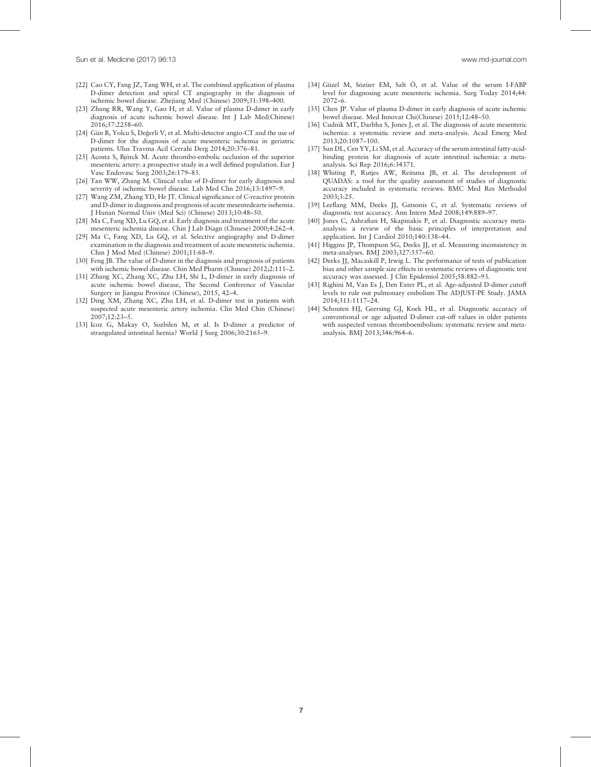[22] Cao CY, Fang JZ, Tang WH, et al. The combined application of plasma D-dimer detection and spiral CT angiography in the diagnosis of ischemic bowel disease. Zhejiang Med (Chinese) 2009;31:398–400.

[23] Zhang RR, Wang Y, Gao H, et al. Value of plasma D-dimer in early diagnosis of acute ischemic bowel disease. Int J Lab Med(Chinese) 2016;37:2258–60.

[24] Gün B, Yolcu S, Değerli V, et al. Multi-detector angio-CT and the use of D-dimer for the diagnosis of acute mesenteric ischemia in geriatric patients. Ulus Travma Acil Cerrahi Derg 2014;20:376–81.

[25] Acosta S, Björck M. Acute thrombo-embolic occlusion of the superior mesenteric artery: a prospective study in a well defined population. Eur J Vasc Endovasc Surg 2003;26:179–83.

[26] Tan WW, Zhang M. Clinical value of D-dimer for early diagnosis and severity of ischemic bowel disease. Lab Med Clin 2016;13:1497–9.

[27] Wang ZM, Zhang YD, He JT. Clinical significance of C-reactive protein and D-dimer in diagnosis and prognosis of acute mesentedearte isehemia. J Hunan Normal Univ (Med Sci) (Chinese) 2013;10:48–50.

[28] Ma C, Fang XD, Lu GQ, et al. Early diagnosis and treatment of the acute mesenteric ischemia disease. Chin J Lab Diagn (Chinese) 2000;4:262–4.

[29] Ma C, Fang XD, Lu GQ, et al. Selective angiography and D-dimer examination in the diagnosis and treatment of acute mesenteric ischemia. Chin J Mod Med (Chinese) 2001;11:68–9.

[30] Feng JB. The value of D-dimer in the diagnosis and prognosis of patients with ischemic bowel disease. Chin Med Pharm (Chinese) 2012;2:111–2.

[31] Zhang XC, Zhang XC, Zhu LH, Shi L, D-dimer in early diagnosis of acute ischemic bowel disease, The Second Conference of Vascular Surgery in Jiangsu Province (Chinese), 2015, 42–4.

[32] Ding XM, Zhang XC, Zhu LH, et al. D-dimer test in patients with suspected acute mesenteric artery ischemia. Clin Med Chin (Chinese) 2007;12:23–5.

[33] Icoz G, Makay O, Sozbilen M, et al. Is D-dimer a predictor of strangulated intestinal hernia? World J Surg 2006;30:2165–9.

[34] Güzel M, Sözüer EM, Salt Ö, et al. Value of the serum I-FABP level for diagnosing acute mesenteric ischemia. Surg Today 2014;44: 2072–6.

[35] Chen JP. Value of plasma D-dimer in early diagnosis of acute ischemic bowel disease. Med Innovat Chi(Chinese) 2015;12:48–50.

[36] Cudnik MT, Darbha S, Jones J, et al. The diagnosis of acute mesenteric ischemia: a systematic review and meta-analysis. Acad Emerg Med 2013;20:1087–100.

[37] Sun DL, Cen YY, Li SM, et al. Accuracy of the serum intestinal fatty-acid-binding protein for diagnosis of acute intestinal ischemia: a meta-analysis. Sci Rep 2016;6:34371.

[38] Whiting P, Rutjes AW, Reitsma JB, et al. The development of QUADAS: a tool for the quality assessment of studies of diagnostic accuracy included in systematic reviews. BMC Med Res Methodol 2003;3:25.

[39] Leeflang MM, Deeks JJ, Gatsonis C, et al. Systematic reviews of diagnostic test accuracy. Ann Intern Med 2008;149:889–97.

[40] Jones C, Ashrafian H, Skapinakis P, et al. Diagnostic accuracy meta-analysis: a review of the basic principles of interpretation and application. Int J Cardiol 2010;140:138–44.

[41] Higgins JP, Thompson SG, Deeks JJ, et al. Measuring inconsistency in meta-analyses. BMJ 2003;327:557–60.

[42] Deeks JJ, Macaskill P, Irwig L. The performance of tests of publication bias and other sample size effects in systematic reviews of diagnostic test accuracy was assessed. J Clin Epidemiol 2005;58:882–93.

[43] Righini M, Van Es J, Den Exter PL, et al. Age-adjusted D-dimer cutoff levels to rule out pulmonary embolism The ADJUST-PE Study. JAMA 2014;311:1117–24.

[44] Schouten HJ, Geersing GJ, Koek HL, et al. Diagnostic accuracy of conventional or age adjusted D-dimer cut-off values in older patients with suspected venous thromboembolism: systematic review and meta-analysis. BMJ 2013;346:964–6.